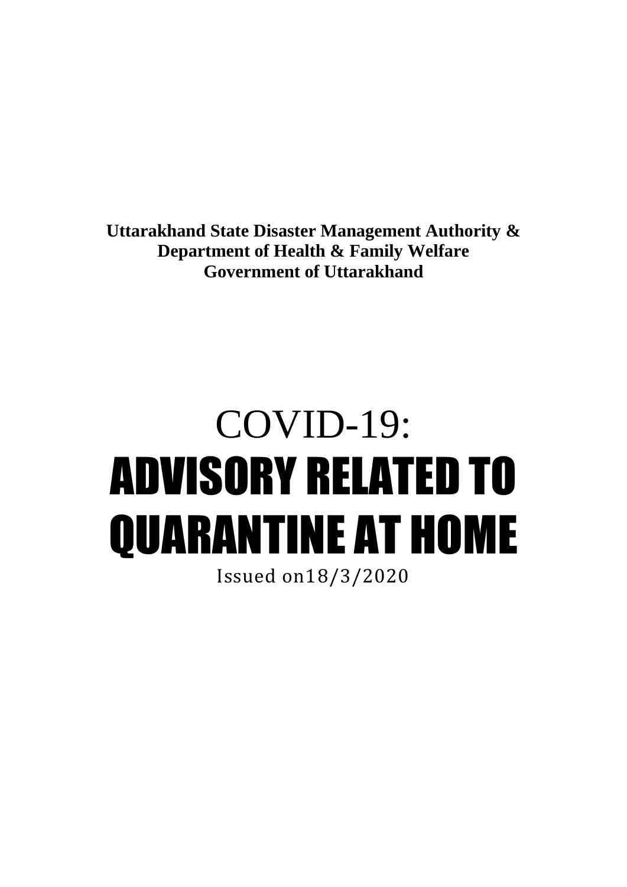**Uttarakhand State Disaster Management Authority &**
**Department of Health & Family Welfare**
**Government of Uttarakhand**

# COVID-19:
# ADVISORY RELATED TO QUARANTINE AT HOME

Issued on18/3/2020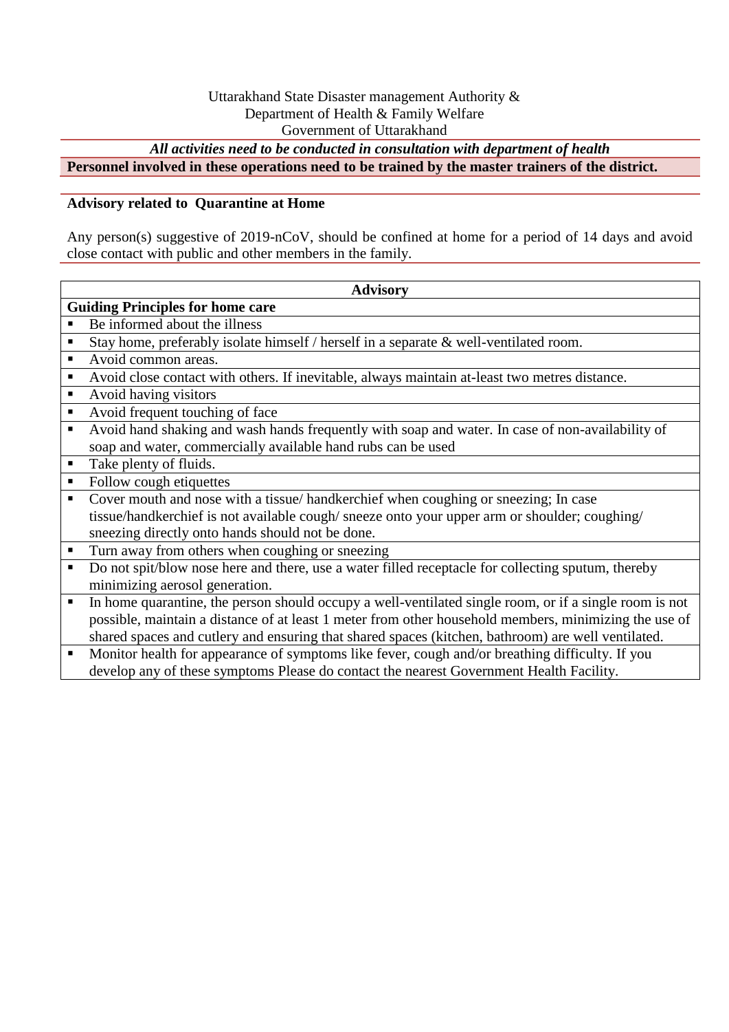Uttarakhand State Disaster management Authority &
Department of Health & Family Welfare
Government of Uttarakhand

***All activities need to be conducted in consultation with department of health***

**Personnel involved in these operations need to be trained by the master trainers of the district.**

**Advisory related to Quarantine at Home**

Any person(s) suggestive of 2019-nCoV, should be confined at home for a period of 14 days and avoid close contact with public and other members in the family.

| **Advisory** |
|---|
| **Guiding Principles for home care** |
| ▪ Be informed about the illness |
| ▪ Stay home, preferably isolate himself / herself in a separate & well-ventilated room. |
| ▪ Avoid common areas. |
| ▪ Avoid close contact with others. If inevitable, always maintain at-least two metres distance. |
| ▪ Avoid having visitors |
| ▪ Avoid frequent touching of face |
| ▪ Avoid hand shaking and wash hands frequently with soap and water. In case of non-availability of soap and water, commercially available hand rubs can be used |
| ▪ Take plenty of fluids. |
| ▪ Follow cough etiquettes |
| ▪ Cover mouth and nose with a tissue/ handkerchief when coughing or sneezing; In case tissue/handkerchief is not available cough/ sneeze onto your upper arm or shoulder; coughing/ sneezing directly onto hands should not be done. |
| ▪ Turn away from others when coughing or sneezing |
| ▪ Do not spit/blow nose here and there, use a water filled receptacle for collecting sputum, thereby minimizing aerosol generation. |
| ▪ In home quarantine, the person should occupy a well-ventilated single room, or if a single room is not possible, maintain a distance of at least 1 meter from other household members, minimizing the use of shared spaces and cutlery and ensuring that shared spaces (kitchen, bathroom) are well ventilated. |
| ▪ Monitor health for appearance of symptoms like fever, cough and/or breathing difficulty. If you develop any of these symptoms Please do contact the nearest Government Health Facility. |